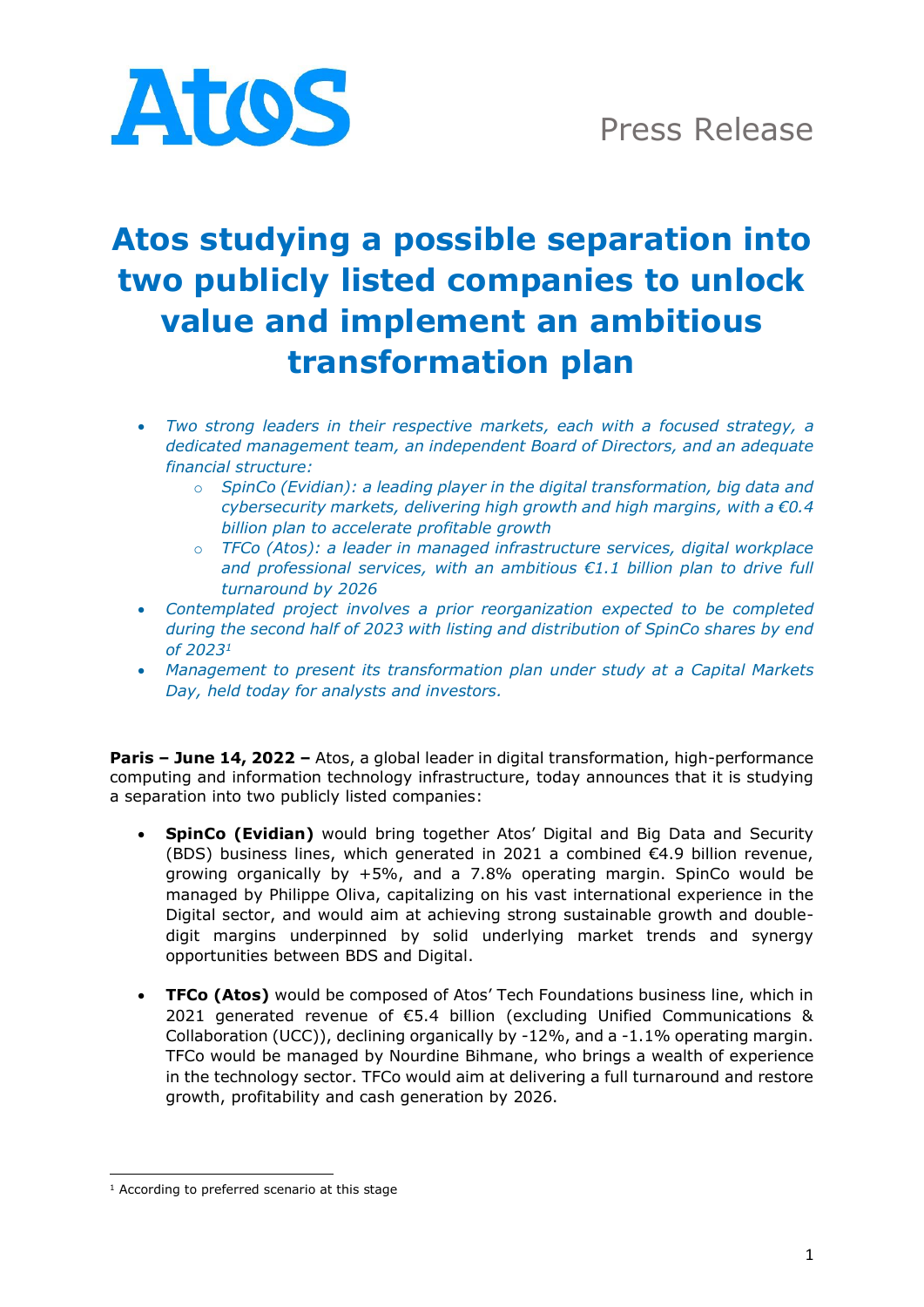# Atos studying a possible separation into two publicly listed companies to unlock value and implement an ambitious transformation plan

- *Two strong leaders in their respective markets, each with a focused strategy, a dedicated management team, an independent Board of Directors, and an adequate financial structure:*
    - *SpinCo (Evidian): a leading player in the digital transformation, big data and cybersecurity markets, delivering high growth and high margins, with a €0.4 billion plan to accelerate profitable growth*
    - *TFCo (Atos): a leader in managed infrastructure services, digital workplace and professional services, with an ambitious €1.1 billion plan to drive full turnaround by 2026*
- *Contemplated project involves a prior reorganization expected to be completed during the second half of 2023 with listing and distribution of SpinCo shares by end of 2023[1]*
- *Management to present its transformation plan under study at a Capital Markets Day, held today for analysts and investors.*

**Paris – June 14, 2022 –** Atos, a global leader in digital transformation, high-performance computing and information technology infrastructure, today announces that it is studying a separation into two publicly listed companies:

- **SpinCo (Evidian)** would bring together Atos' Digital and Big Data and Security (BDS) business lines, which generated in 2021 a combined €4.9 billion revenue, growing organically by +5%, and a 7.8% operating margin. SpinCo would be managed by Philippe Oliva, capitalizing on his vast international experience in the Digital sector, and would aim at achieving strong sustainable growth and double-digit margins underpinned by solid underlying market trends and synergy opportunities between BDS and Digital.

- **TFCo (Atos)** would be composed of Atos' Tech Foundations business line, which in 2021 generated revenue of €5.4 billion (excluding Unified Communications & Collaboration (UCC)), declining organically by -12%, and a -1.1% operating margin. TFCo would be managed by Nourdine Bihmane, who brings a wealth of experience in the technology sector. TFCo would aim at delivering a full turnaround and restore growth, profitability and cash generation by 2026.

[1] According to preferred scenario at this stage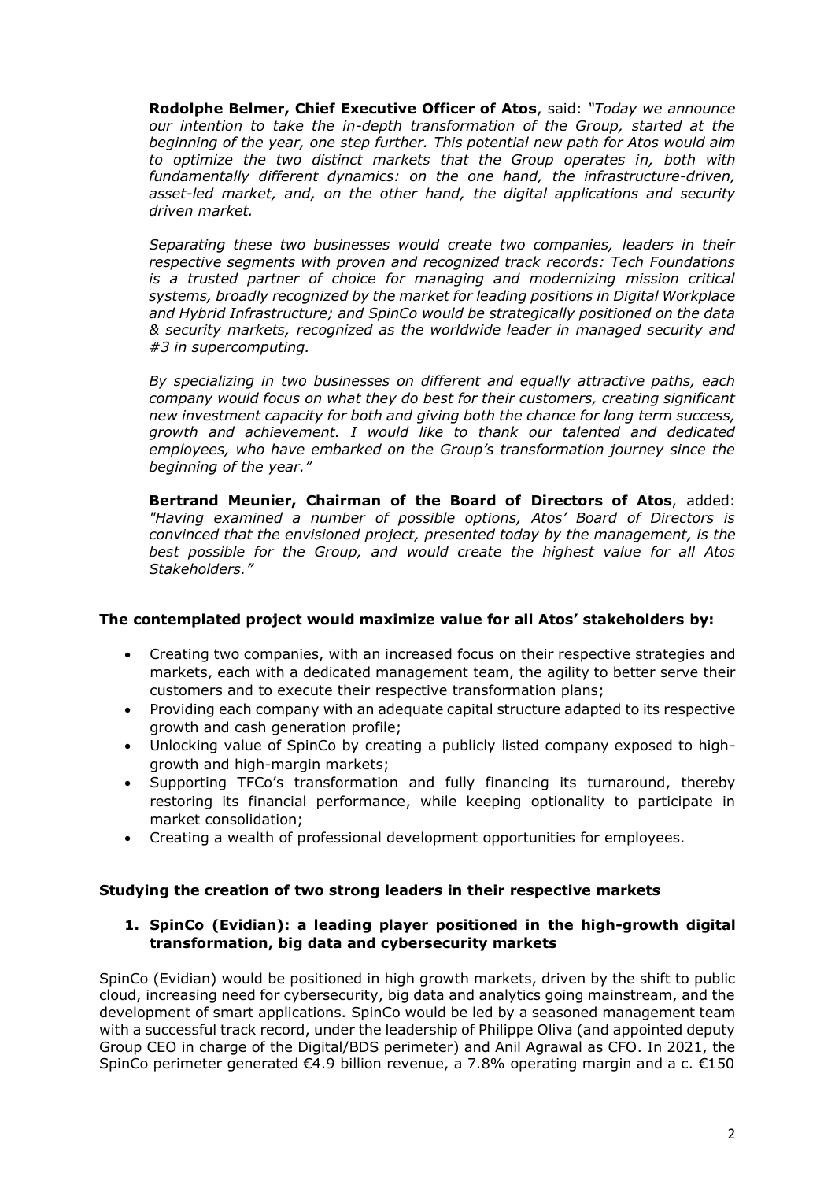**Rodolphe Belmer, Chief Executive Officer of Atos**, said: *"Today we announce our intention to take the in-depth transformation of the Group, started at the beginning of the year, one step further. This potential new path for Atos would aim to optimize the two distinct markets that the Group operates in, both with fundamentally different dynamics: on the one hand, the infrastructure-driven, asset-led market, and, on the other hand, the digital applications and security driven market.*

*Separating these two businesses would create two companies, leaders in their respective segments with proven and recognized track records: Tech Foundations is a trusted partner of choice for managing and modernizing mission critical systems, broadly recognized by the market for leading positions in Digital Workplace and Hybrid Infrastructure; and SpinCo would be strategically positioned on the data & security markets, recognized as the worldwide leader in managed security and #3 in supercomputing.*

*By specializing in two businesses on different and equally attractive paths, each company would focus on what they do best for their customers, creating significant new investment capacity for both and giving both the chance for long term success, growth and achievement. I would like to thank our talented and dedicated employees, who have embarked on the Group's transformation journey since the beginning of the year."*

**Bertrand Meunier, Chairman of the Board of Directors of Atos**, added: *"Having examined a number of possible options, Atos' Board of Directors is convinced that the envisioned project, presented today by the management, is the best possible for the Group, and would create the highest value for all Atos Stakeholders."*

**The contemplated project would maximize value for all Atos' stakeholders by:**

- Creating two companies, with an increased focus on their respective strategies and markets, each with a dedicated management team, the agility to better serve their customers and to execute their respective transformation plans;
- Providing each company with an adequate capital structure adapted to its respective growth and cash generation profile;
- Unlocking value of SpinCo by creating a publicly listed company exposed to high-growth and high-margin markets;
- Supporting TFCo's transformation and fully financing its turnaround, thereby restoring its financial performance, while keeping optionality to participate in market consolidation;
- Creating a wealth of professional development opportunities for employees.

**Studying the creation of two strong leaders in their respective markets**

**1. SpinCo (Evidian): a leading player positioned in the high-growth digital transformation, big data and cybersecurity markets**

SpinCo (Evidian) would be positioned in high growth markets, driven by the shift to public cloud, increasing need for cybersecurity, big data and analytics going mainstream, and the development of smart applications. SpinCo would be led by a seasoned management team with a successful track record, under the leadership of Philippe Oliva (and appointed deputy Group CEO in charge of the Digital/BDS perimeter) and Anil Agrawal as CFO. In 2021, the SpinCo perimeter generated €4.9 billion revenue, a 7.8% operating margin and a c. €150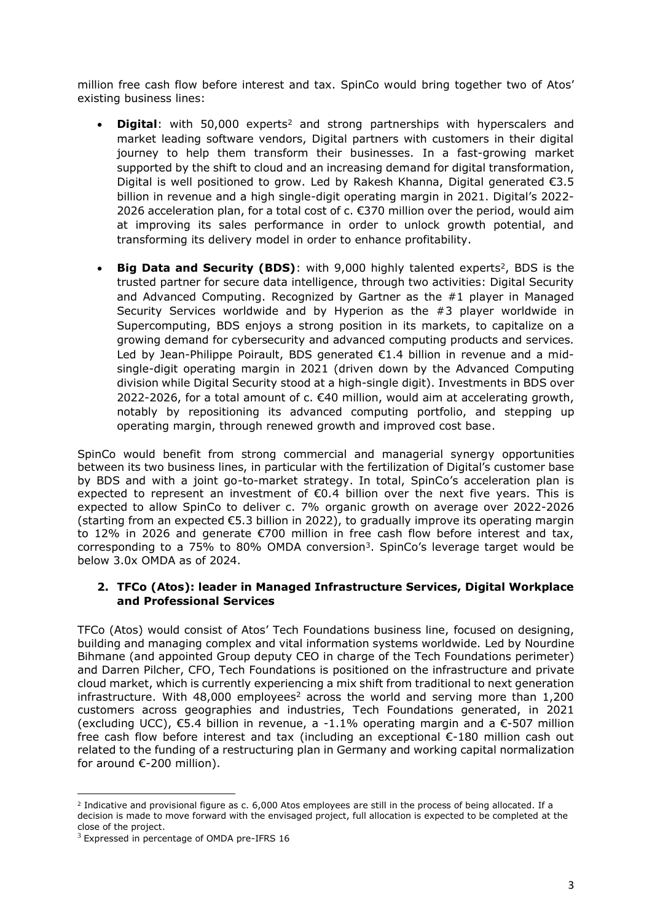million free cash flow before interest and tax. SpinCo would bring together two of Atos' existing business lines:

- **Digital**: with 50,000 experts[2] and strong partnerships with hyperscalers and market leading software vendors, Digital partners with customers in their digital journey to help them transform their businesses. In a fast-growing market supported by the shift to cloud and an increasing demand for digital transformation, Digital is well positioned to grow. Led by Rakesh Khanna, Digital generated €3.5 billion in revenue and a high single-digit operating margin in 2021. Digital's 2022-2026 acceleration plan, for a total cost of c. €370 million over the period, would aim at improving its sales performance in order to unlock growth potential, and transforming its delivery model in order to enhance profitability.
- **Big Data and Security (BDS)**: with 9,000 highly talented experts[2], BDS is the trusted partner for secure data intelligence, through two activities: Digital Security and Advanced Computing. Recognized by Gartner as the #1 player in Managed Security Services worldwide and by Hyperion as the #3 player worldwide in Supercomputing, BDS enjoys a strong position in its markets, to capitalize on a growing demand for cybersecurity and advanced computing products and services. Led by Jean-Philippe Poirault, BDS generated €1.4 billion in revenue and a mid-single-digit operating margin in 2021 (driven down by the Advanced Computing division while Digital Security stood at a high-single digit). Investments in BDS over 2022-2026, for a total amount of c. €40 million, would aim at accelerating growth, notably by repositioning its advanced computing portfolio, and stepping up operating margin, through renewed growth and improved cost base.

SpinCo would benefit from strong commercial and managerial synergy opportunities between its two business lines, in particular with the fertilization of Digital's customer base by BDS and with a joint go-to-market strategy. In total, SpinCo's acceleration plan is expected to represent an investment of €0.4 billion over the next five years. This is expected to allow SpinCo to deliver c. 7% organic growth on average over 2022-2026 (starting from an expected €5.3 billion in 2022), to gradually improve its operating margin to 12% in 2026 and generate €700 million in free cash flow before interest and tax, corresponding to a 75% to 80% OMDA conversion[3]. SpinCo's leverage target would be below 3.0x OMDA as of 2024.

## 2. TFCo (Atos): leader in Managed Infrastructure Services, Digital Workplace and Professional Services

TFCo (Atos) would consist of Atos' Tech Foundations business line, focused on designing, building and managing complex and vital information systems worldwide. Led by Nourdine Bihmane (and appointed Group deputy CEO in charge of the Tech Foundations perimeter) and Darren Pilcher, CFO, Tech Foundations is positioned on the infrastructure and private cloud market, which is currently experiencing a mix shift from traditional to next generation infrastructure. With 48,000 employees[2] across the world and serving more than 1,200 customers across geographies and industries, Tech Foundations generated, in 2021 (excluding UCC), €5.4 billion in revenue, a -1.1% operating margin and a €-507 million free cash flow before interest and tax (including an exceptional €-180 million cash out related to the funding of a restructuring plan in Germany and working capital normalization for around €-200 million).

---

[2] Indicative and provisional figure as c. 6,000 Atos employees are still in the process of being allocated. If a decision is made to move forward with the envisaged project, full allocation is expected to be completed at the close of the project.

[3] Expressed in percentage of OMDA pre-IFRS 16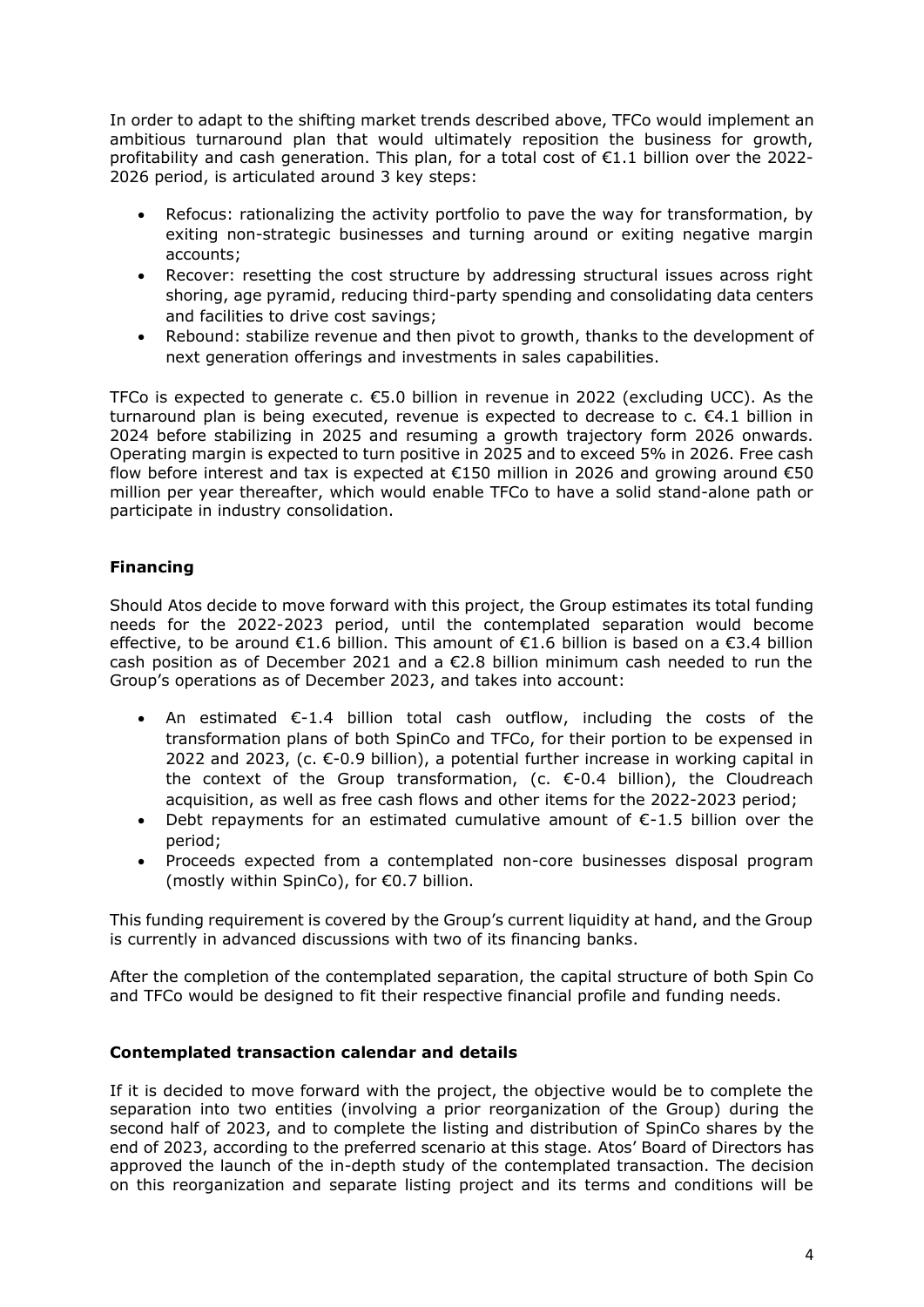In order to adapt to the shifting market trends described above, TFCo would implement an ambitious turnaround plan that would ultimately reposition the business for growth, profitability and cash generation. This plan, for a total cost of €1.1 billion over the 2022-2026 period, is articulated around 3 key steps:

- Refocus: rationalizing the activity portfolio to pave the way for transformation, by exiting non-strategic businesses and turning around or exiting negative margin accounts;
- Recover: resetting the cost structure by addressing structural issues across right shoring, age pyramid, reducing third-party spending and consolidating data centers and facilities to drive cost savings;
- Rebound: stabilize revenue and then pivot to growth, thanks to the development of next generation offerings and investments in sales capabilities.

TFCo is expected to generate c. €5.0 billion in revenue in 2022 (excluding UCC). As the turnaround plan is being executed, revenue is expected to decrease to c. €4.1 billion in 2024 before stabilizing in 2025 and resuming a growth trajectory form 2026 onwards. Operating margin is expected to turn positive in 2025 and to exceed 5% in 2026. Free cash flow before interest and tax is expected at €150 million in 2026 and growing around €50 million per year thereafter, which would enable TFCo to have a solid stand-alone path or participate in industry consolidation.

## Financing

Should Atos decide to move forward with this project, the Group estimates its total funding needs for the 2022-2023 period, until the contemplated separation would become effective, to be around €1.6 billion. This amount of €1.6 billion is based on a €3.4 billion cash position as of December 2021 and a €2.8 billion minimum cash needed to run the Group's operations as of December 2023, and takes into account:

- An estimated €-1.4 billion total cash outflow, including the costs of the transformation plans of both SpinCo and TFCo, for their portion to be expensed in 2022 and 2023, (c. €-0.9 billion), a potential further increase in working capital in the context of the Group transformation, (c. €-0.4 billion), the Cloudreach acquisition, as well as free cash flows and other items for the 2022-2023 period;
- Debt repayments for an estimated cumulative amount of €-1.5 billion over the period;
- Proceeds expected from a contemplated non-core businesses disposal program (mostly within SpinCo), for €0.7 billion.

This funding requirement is covered by the Group's current liquidity at hand, and the Group is currently in advanced discussions with two of its financing banks.

After the completion of the contemplated separation, the capital structure of both Spin Co and TFCo would be designed to fit their respective financial profile and funding needs.

## Contemplated transaction calendar and details

If it is decided to move forward with the project, the objective would be to complete the separation into two entities (involving a prior reorganization of the Group) during the second half of 2023, and to complete the listing and distribution of SpinCo shares by the end of 2023, according to the preferred scenario at this stage. Atos' Board of Directors has approved the launch of the in-depth study of the contemplated transaction. The decision on this reorganization and separate listing project and its terms and conditions will be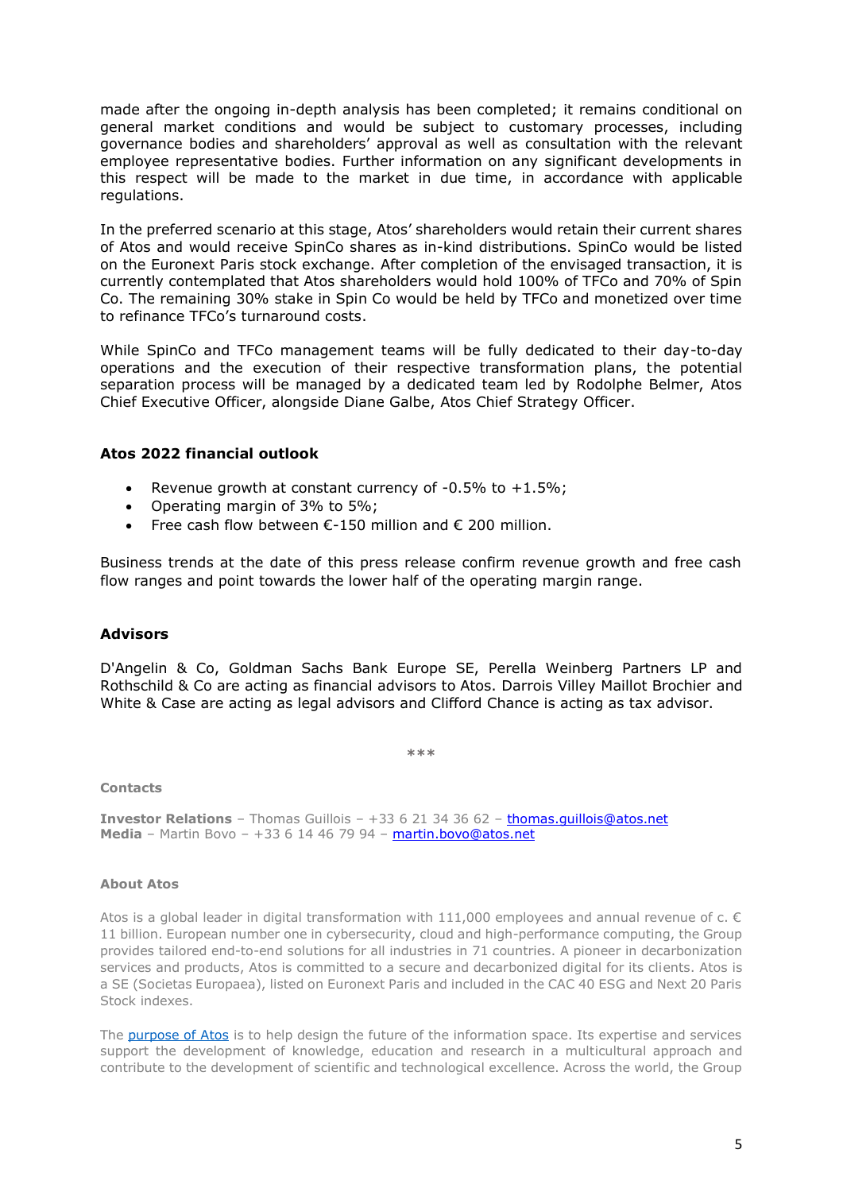made after the ongoing in-depth analysis has been completed; it remains conditional on general market conditions and would be subject to customary processes, including governance bodies and shareholders' approval as well as consultation with the relevant employee representative bodies. Further information on any significant developments in this respect will be made to the market in due time, in accordance with applicable regulations.

In the preferred scenario at this stage, Atos' shareholders would retain their current shares of Atos and would receive SpinCo shares as in-kind distributions. SpinCo would be listed on the Euronext Paris stock exchange. After completion of the envisaged transaction, it is currently contemplated that Atos shareholders would hold 100% of TFCo and 70% of Spin Co. The remaining 30% stake in Spin Co would be held by TFCo and monetized over time to refinance TFCo's turnaround costs.

While SpinCo and TFCo management teams will be fully dedicated to their day-to-day operations and the execution of their respective transformation plans, the potential separation process will be managed by a dedicated team led by Rodolphe Belmer, Atos Chief Executive Officer, alongside Diane Galbe, Atos Chief Strategy Officer.

### Atos 2022 financial outlook

- Revenue growth at constant currency of -0.5% to +1.5%;
- Operating margin of 3% to 5%;
- Free cash flow between €-150 million and € 200 million.

Business trends at the date of this press release confirm revenue growth and free cash flow ranges and point towards the lower half of the operating margin range.

### Advisors

D'Angelin & Co, Goldman Sachs Bank Europe SE, Perella Weinberg Partners LP and Rothschild & Co are acting as financial advisors to Atos. Darrois Villey Maillot Brochier and White & Case are acting as legal advisors and Clifford Chance is acting as tax advisor.

***

**Contacts**

**Investor Relations** – Thomas Guillois – +33 6 21 34 36 62 – thomas.guillois@atos.net
**Media** – Martin Bovo – +33 6 14 46 79 94 – martin.bovo@atos.net

**About Atos**

Atos is a global leader in digital transformation with 111,000 employees and annual revenue of c. € 11 billion. European number one in cybersecurity, cloud and high-performance computing, the Group provides tailored end-to-end solutions for all industries in 71 countries. A pioneer in decarbonization services and products, Atos is committed to a secure and decarbonized digital for its clients. Atos is a SE (Societas Europaea), listed on Euronext Paris and included in the CAC 40 ESG and Next 20 Paris Stock indexes.

The purpose of Atos is to help design the future of the information space. Its expertise and services support the development of knowledge, education and research in a multicultural approach and contribute to the development of scientific and technological excellence. Across the world, the Group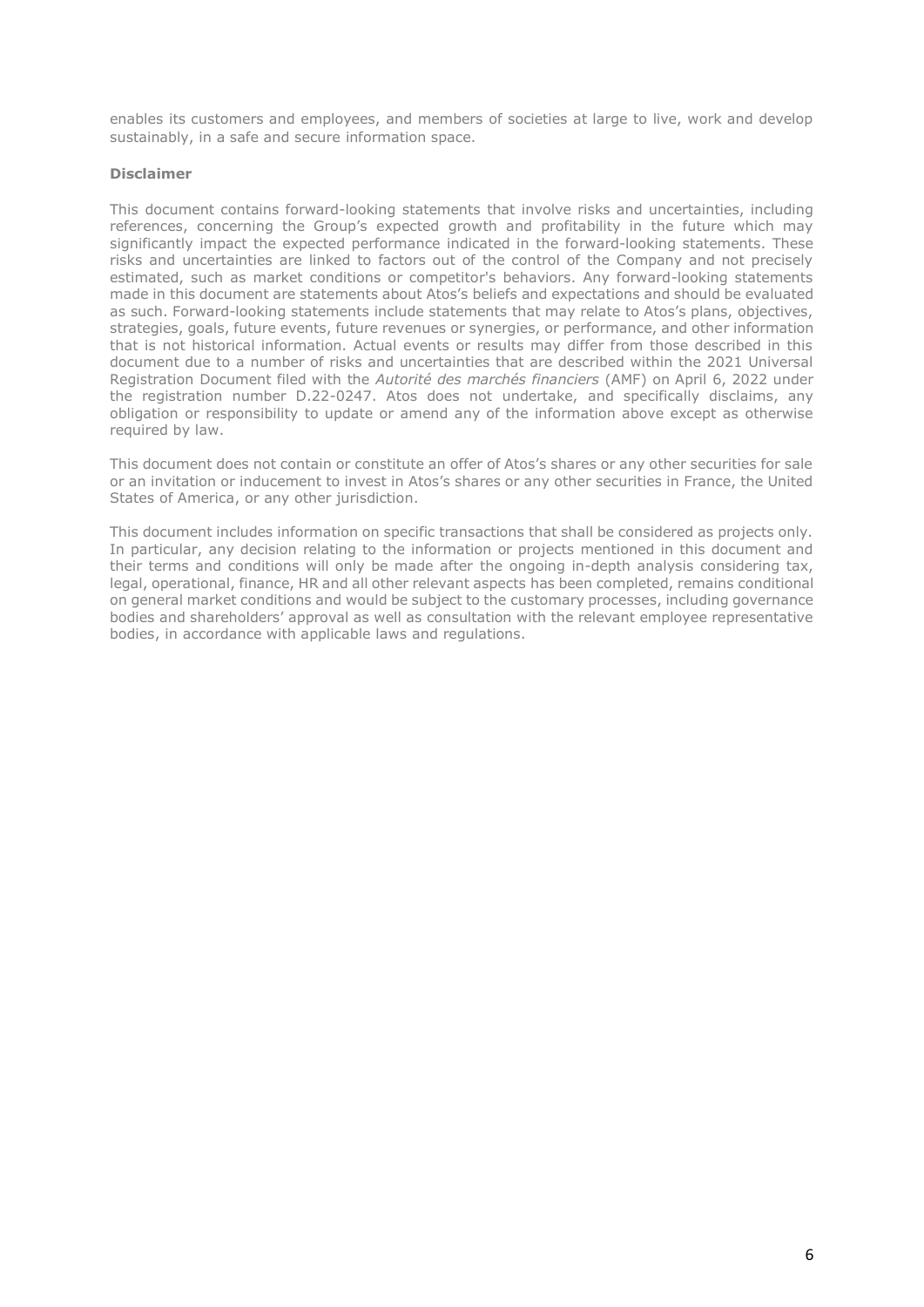enables its customers and employees, and members of societies at large to live, work and develop sustainably, in a safe and secure information space.

**Disclaimer**

This document contains forward-looking statements that involve risks and uncertainties, including references, concerning the Group's expected growth and profitability in the future which may significantly impact the expected performance indicated in the forward-looking statements. These risks and uncertainties are linked to factors out of the control of the Company and not precisely estimated, such as market conditions or competitor's behaviors. Any forward-looking statements made in this document are statements about Atos's beliefs and expectations and should be evaluated as such. Forward-looking statements include statements that may relate to Atos's plans, objectives, strategies, goals, future events, future revenues or synergies, or performance, and other information that is not historical information. Actual events or results may differ from those described in this document due to a number of risks and uncertainties that are described within the 2021 Universal Registration Document filed with the *Autorité des marchés financiers* (AMF) on April 6, 2022 under the registration number D.22-0247. Atos does not undertake, and specifically disclaims, any obligation or responsibility to update or amend any of the information above except as otherwise required by law.

This document does not contain or constitute an offer of Atos's shares or any other securities for sale or an invitation or inducement to invest in Atos's shares or any other securities in France, the United States of America, or any other jurisdiction.

This document includes information on specific transactions that shall be considered as projects only. In particular, any decision relating to the information or projects mentioned in this document and their terms and conditions will only be made after the ongoing in-depth analysis considering tax, legal, operational, finance, HR and all other relevant aspects has been completed, remains conditional on general market conditions and would be subject to the customary processes, including governance bodies and shareholders' approval as well as consultation with the relevant employee representative bodies, in accordance with applicable laws and regulations.